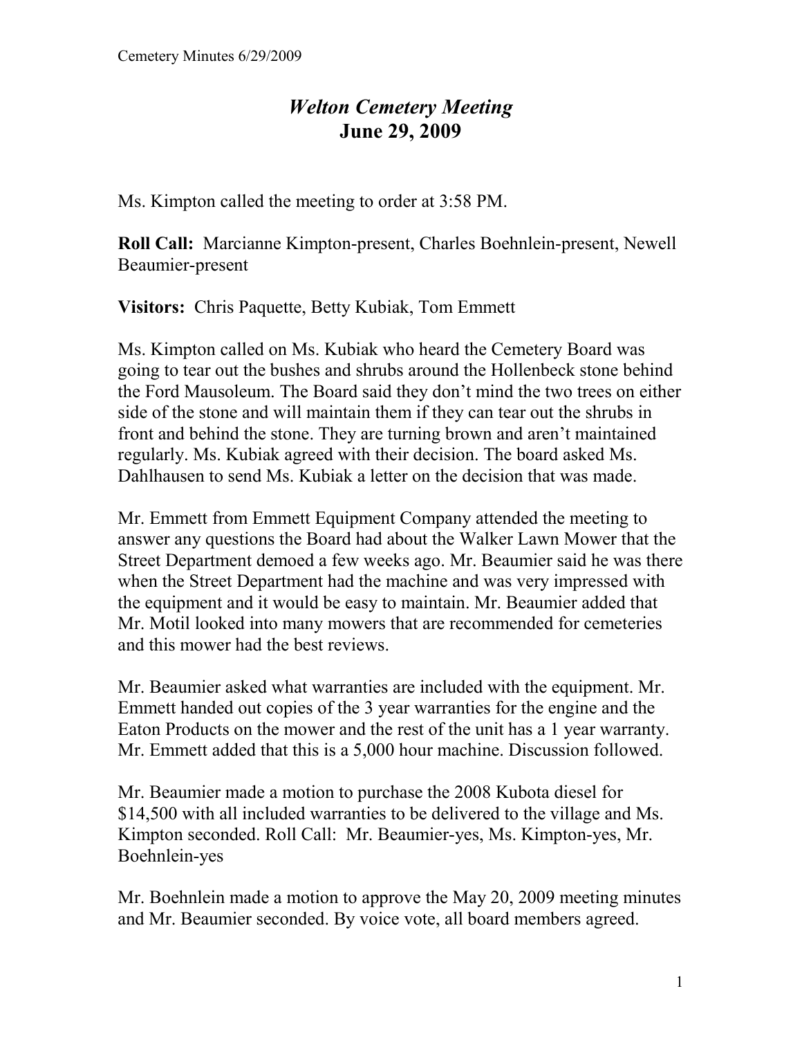# *Welton Cemetery Meeting*
## June 29, 2009

Ms. Kimpton called the meeting to order at 3:58 PM.

**Roll Call:** Marcianne Kimpton-present, Charles Boehnlein-present, Newell Beaumier-present

**Visitors:** Chris Paquette, Betty Kubiak, Tom Emmett

Ms. Kimpton called on Ms. Kubiak who heard the Cemetery Board was going to tear out the bushes and shrubs around the Hollenbeck stone behind the Ford Mausoleum. The Board said they don't mind the two trees on either side of the stone and will maintain them if they can tear out the shrubs in front and behind the stone. They are turning brown and aren't maintained regularly. Ms. Kubiak agreed with their decision. The board asked Ms. Dahlhausen to send Ms. Kubiak a letter on the decision that was made.

Mr. Emmett from Emmett Equipment Company attended the meeting to answer any questions the Board had about the Walker Lawn Mower that the Street Department demoed a few weeks ago. Mr. Beaumier said he was there when the Street Department had the machine and was very impressed with the equipment and it would be easy to maintain. Mr. Beaumier added that Mr. Motil looked into many mowers that are recommended for cemeteries and this mower had the best reviews.

Mr. Beaumier asked what warranties are included with the equipment. Mr. Emmett handed out copies of the 3 year warranties for the engine and the Eaton Products on the mower and the rest of the unit has a 1 year warranty. Mr. Emmett added that this is a 5,000 hour machine. Discussion followed.

Mr. Beaumier made a motion to purchase the 2008 Kubota diesel for $14,500 with all included warranties to be delivered to the village and Ms. Kimpton seconded. Roll Call: Mr. Beaumier-yes, Ms. Kimpton-yes, Mr. Boehnlein-yes

Mr. Boehnlein made a motion to approve the May 20, 2009 meeting minutes and Mr. Beaumier seconded. By voice vote, all board members agreed.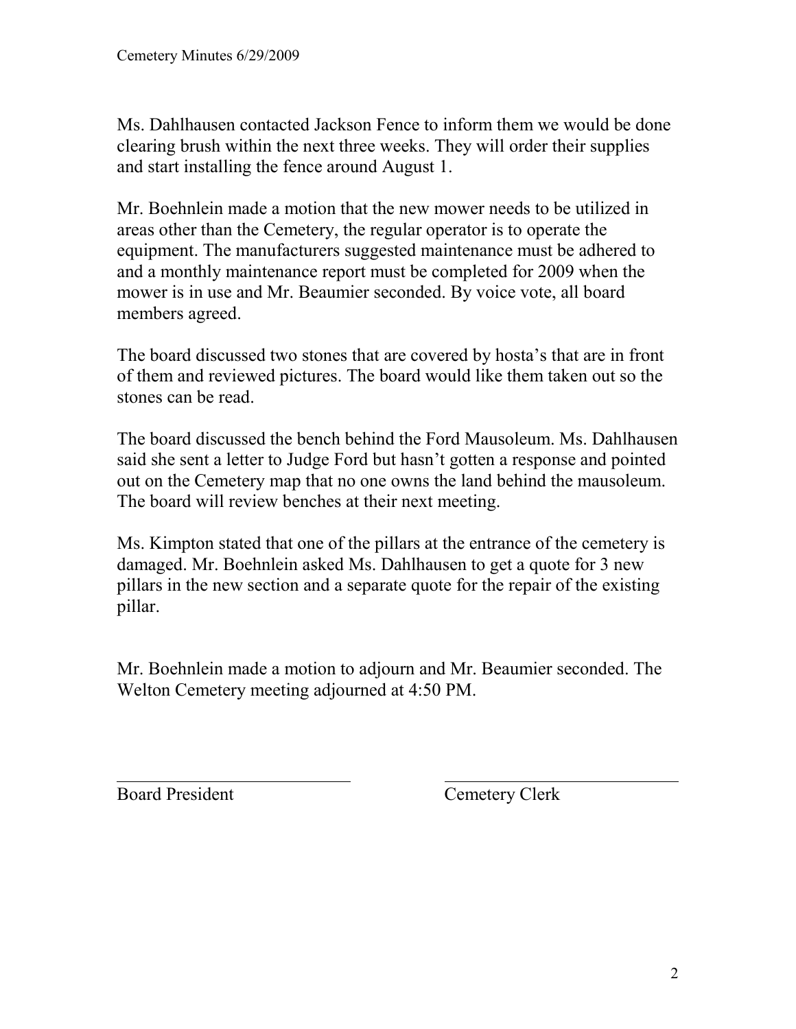Ms. Dahlhausen contacted Jackson Fence to inform them we would be done clearing brush within the next three weeks. They will order their supplies and start installing the fence around August 1.

Mr. Boehnlein made a motion that the new mower needs to be utilized in areas other than the Cemetery, the regular operator is to operate the equipment. The manufacturers suggested maintenance must be adhered to and a monthly maintenance report must be completed for 2009 when the mower is in use and Mr. Beaumier seconded. By voice vote, all board members agreed.

The board discussed two stones that are covered by hosta's that are in front of them and reviewed pictures. The board would like them taken out so the stones can be read.

The board discussed the bench behind the Ford Mausoleum. Ms. Dahlhausen said she sent a letter to Judge Ford but hasn't gotten a response and pointed out on the Cemetery map that no one owns the land behind the mausoleum. The board will review benches at their next meeting.

Ms. Kimpton stated that one of the pillars at the entrance of the cemetery is damaged. Mr. Boehnlein asked Ms. Dahlhausen to get a quote for 3 new pillars in the new section and a separate quote for the repair of the existing pillar.

Mr. Boehnlein made a motion to adjourn and Mr. Beaumier seconded. The Welton Cemetery meeting adjourned at 4:50 PM.

\_\_\_\_\_\_\_\_\_\_\_\_\_\_\_\_\_\_\_\_\_\_\_\_\_\_\_\_ \_\_\_\_\_\_\_\_\_\_\_\_\_\_\_\_\_\_\_\_\_\_\_\_\_\_\_\_

Board President Cemetery Clerk